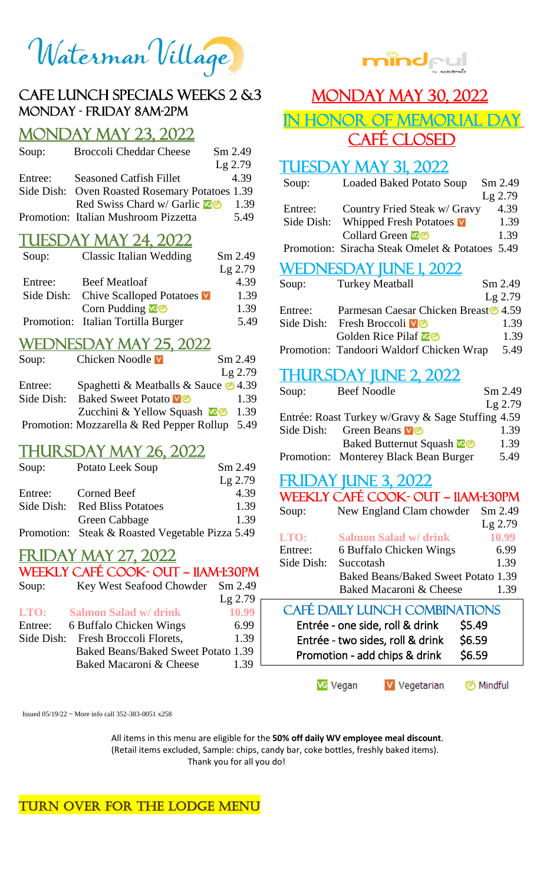# Waterman Village

mindful by sodexo

## CAFE LUNCH SPECIALS WEEKS 2 &3
### MONDAY - FRIDAY 8AM-2PM

## MONDAY MAY 23, 2022

| | | |
|---|---|---|
| Soup: | Broccoli Cheddar Cheese | Sm 2.49 |
| | | Lg 2.79 |
| Entree: | Seasoned Catfish Fillet | 4.39 |
| Side Dish: | Oven Roasted Rosemary Potatoes | 1.39 |
| | Red Swiss Chard w/ Garlic (Vegan) (Mindful) | 1.39 |
| Promotion: | Italian Mushroom Pizzetta | 5.49 |

## TUESDAY MAY 24, 2022

| | | |
|---|---|---|
| Soup: | Classic Italian Wedding | Sm 2.49 |
| | | Lg 2.79 |
| Entree: | Beef Meatloaf | 4.39 |
| Side Dish: | Chive Scalloped Potatoes (Vegetarian) | 1.39 |
| | Corn Pudding (Vegan) (Mindful) | 1.39 |
| Promotion: | Italian Tortilla Burger | 5.49 |

## WEDNESDAY MAY 25, 2022

| | | |
|---|---|---|
| Soup: | Chicken Noodle (Vegetarian) | Sm 2.49 |
| | | Lg 2.79 |
| Entree: | Spaghetti & Meatballs & Sauce (Mindful) | 4.39 |
| Side Dish: | Baked Sweet Potato (Vegetarian) (Mindful) | 1.39 |
| | Zucchini & Yellow Squash (Vegan) (Mindful) | 1.39 |
| Promotion: | Mozzarella & Red Pepper Rollup | 5.49 |

## THURSDAY MAY 26, 2022

| | | |
|---|---|---|
| Soup: | Potato Leek Soup | Sm 2.49 |
| | | Lg 2.79 |
| Entree: | Corned Beef | 4.39 |
| Side Dish: | Red Bliss Potatoes | 1.39 |
| | Green Cabbage | 1.39 |
| Promotion: | Steak & Roasted Vegetable Pizza | 5.49 |

## FRIDAY MAY 27, 2022
### WEEKLY CAFÉ COOK- OUT ~ 11AM-1:30PM

| | | |
|---|---|---|
| Soup: | Key West Seafood Chowder | Sm 2.49 |
| | | Lg 2.79 |
| **LTO:** | **Salmon Salad w/ drink** | **10.99** |
| Entree: | 6 Buffalo Chicken Wings | 6.99 |
| Side Dish: | Fresh Broccoli Florets, | 1.39 |
| | Baked Beans/Baked Sweet Potato | 1.39 |
| | Baked Macaroni & Cheese | 1.39 |

## MONDAY MAY 30, 2022
## IN HONOR OF MEMORIAL DAY
## CAFÉ CLOSED

## TUESDAY MAY 31, 2022

| | | |
|---|---|---|
| Soup: | Loaded Baked Potato Soup | Sm 2.49 |
| | | Lg 2.79 |
| Entree: | Country Fried Steak w/ Gravy | 4.39 |
| Side Dish: | Whipped Fresh Potatoes (Vegetarian) | 1.39 |
| | Collard Green (Vegan) (Mindful) | 1.39 |
| Promotion: | Siracha Steak Omelet & Potatoes | 5.49 |

## WEDNESDAY JUNE 1, 2022

| | | |
|---|---|---|
| Soup: | Turkey Meatball | Sm 2.49 |
| | | Lg 2.79 |
| Entree: | Parmesan Caesar Chicken Breast (Mindful) | 4.59 |
| Side Dish: | Fresh Broccoli (Vegetarian) (Mindful) | 1.39 |
| | Golden Rice Pilaf (Vegan) (Mindful) | 1.39 |
| Promotion: | Tandoori Waldorf Chicken Wrap | 5.49 |

## THURSDAY JUNE 2, 2022

| | | |
|---|---|---|
| Soup: | Beef Noodle | Sm 2.49 |
| | | Lg 2.79 |
| Entrée: | Roast Turkey w/Gravy & Sage Stuffing | 4.59 |
| Side Dish: | Green Beans (Vegetarian) (Mindful) | 1.39 |
| | Baked Butternut Squash (Vegan) (Mindful) | 1.39 |
| Promotion: | Monterey Black Bean Burger | 5.49 |

## FRIDAY JUNE 3, 2022
### WEEKLY CAFÉ COOK- OUT ~ 11AM-1:30PM

| | | |
|---|---|---|
| Soup: | New England Clam chowder | Sm 2.49 |
| | | Lg 2.79 |
| **LTO:** | **Salmon Salad w/ drink** | **10.99** |
| Entree: | 6 Buffalo Chicken Wings | 6.99 |
| Side Dish: | Succotash | 1.39 |
| | Baked Beans/Baked Sweet Potato | 1.39 |
| | Baked Macaroni & Cheese | 1.39 |

## CAFÉ DAILY LUNCH COMBINATIONS

| | |
|---|---|
| Entrée - one side, roll & drink | $5.49 |
| Entrée - two sides, roll & drink | $6.59 |
| Promotion - add chips & drink | $6.59 |

VG Vegan   V Vegetarian   Mindful

Issued 05/19/22 ~ More info call 352-383-0051 x258

All items in this menu are eligible for the **50% off daily WV employee meal discount**. (Retail items excluded, Sample: chips, candy bar, coke bottles, freshly baked items). Thank you for all you do!

TURN OVER FOR THE LODGE MENU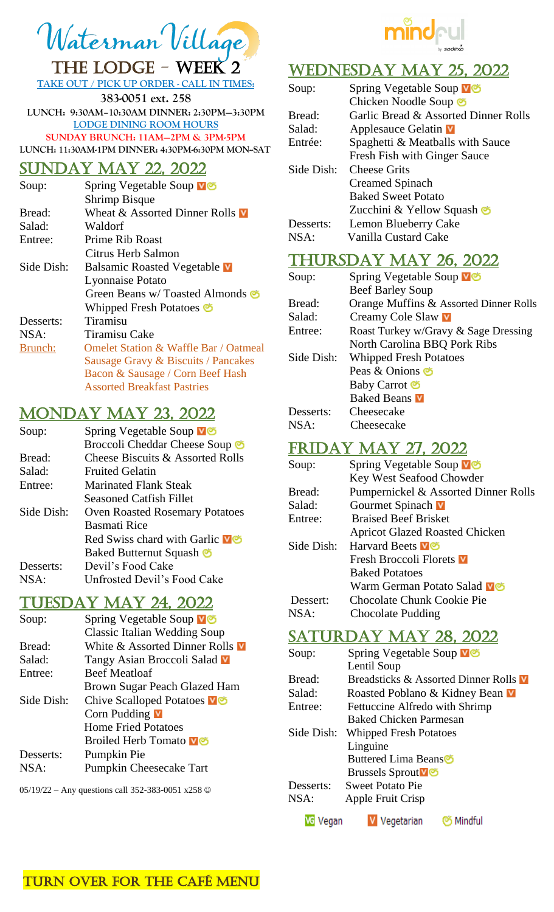# Waterman Village

## THE LODGE - WEEK 2

TAKE OUT / PICK UP ORDER - CALL IN TIMES:

383-0051 ext. 258

LUNCH: 9:30AM–10:30AM DINNER: 2:30PM—3:30PM

LODGE DINING ROOM HOURS

SUNDAY BRUNCH: 11AM–2PM & 3PM-5PM

LUNCH: 11:30AM-1PM DINNER: 4:30PM-6:30PM MON-SAT

## SUNDAY MAY 22, 2022

| | |
|---|---|
| Soup: | Spring Vegetable Soup V Mindful |
| | Shrimp Bisque |
| Bread: | Wheat & Assorted Dinner Rolls V |
| Salad: | Waldorf |
| Entree: | Prime Rib Roast |
| | Citrus Herb Salmon |
| Side Dish: | Balsamic Roasted Vegetable V |
| | Lyonnaise Potato |
| | Green Beans w/ Toasted Almonds Mindful |
| | Whipped Fresh Potatoes Mindful |
| Desserts: | Tiramisu |
| NSA: | Tiramisu Cake |
| Brunch: | Omelet Station & Waffle Bar / Oatmeal |
| | Sausage Gravy & Biscuits / Pancakes |
| | Bacon & Sausage / Corn Beef Hash |
| | Assorted Breakfast Pastries |

## MONDAY MAY 23, 2022

| | |
|---|---|
| Soup: | Spring Vegetable Soup V Mindful |
| | Broccoli Cheddar Cheese Soup Mindful |
| Bread: | Cheese Biscuits & Assorted Rolls |
| Salad: | Fruited Gelatin |
| Entree: | Marinated Flank Steak |
| | Seasoned Catfish Fillet |
| Side Dish: | Oven Roasted Rosemary Potatoes |
| | Basmati Rice |
| | Red Swiss chard with Garlic V Mindful |
| | Baked Butternut Squash Mindful |
| Desserts: | Devil's Food Cake |
| NSA: | Unfrosted Devil's Food Cake |

## TUESDAY MAY 24, 2022

| | |
|---|---|
| Soup: | Spring Vegetable Soup V Mindful |
| | Classic Italian Wedding Soup |
| Bread: | White & Assorted Dinner Rolls V |
| Salad: | Tangy Asian Broccoli Salad V |
| Entree: | Beef Meatloaf |
| | Brown Sugar Peach Glazed Ham |
| Side Dish: | Chive Scalloped Potatoes V Mindful |
| | Corn Pudding V |
| | Home Fried Potatoes |
| | Broiled Herb Tomato V Mindful |
| Desserts: | Pumpkin Pie |
| NSA: | Pumpkin Cheesecake Tart |

05/19/22 – Any questions call 352-383-0051 x258 ☺

mindful by sodexo

## WEDNESDAY MAY 25, 2022

| | |
|---|---|
| Soup: | Spring Vegetable Soup V Mindful |
| | Chicken Noodle Soup Mindful |
| Bread: | Garlic Bread & Assorted Dinner Rolls |
| Salad: | Applesauce Gelatin V |
| Entrée: | Spaghetti & Meatballs with Sauce |
| | Fresh Fish with Ginger Sauce |
| Side Dish: | Cheese Grits |
| | Creamed Spinach |
| | Baked Sweet Potato |
| | Zucchini & Yellow Squash Mindful |
| Desserts: | Lemon Blueberry Cake |
| NSA: | Vanilla Custard Cake |

## THURSDAY MAY 26, 2022

| | |
|---|---|
| Soup: | Spring Vegetable Soup V Mindful |
| | Beef Barley Soup |
| Bread: | Orange Muffins & Assorted Dinner Rolls |
| Salad: | Creamy Cole Slaw V |
| Entree: | Roast Turkey w/Gravy & Sage Dressing |
| | North Carolina BBQ Pork Ribs |
| Side Dish: | Whipped Fresh Potatoes |
| | Peas & Onions Mindful |
| | Baby Carrot Mindful |
| | Baked Beans V |
| Desserts: | Cheesecake |
| NSA: | Cheesecake |

## FRIDAY MAY 27, 2022

| | |
|---|---|
| Soup: | Spring Vegetable Soup V Mindful |
| | Key West Seafood Chowder |
| Bread: | Pumpernickel & Assorted Dinner Rolls |
| Salad: | Gourmet Spinach V |
| Entree: | Braised Beef Brisket |
| | Apricot Glazed Roasted Chicken |
| Side Dish: | Harvard Beets V Mindful |
| | Fresh Broccoli Florets V |
| | Baked Potatoes |
| | Warm German Potato Salad V Mindful |
| Dessert: | Chocolate Chunk Cookie Pie |
| NSA: | Chocolate Pudding |

## SATURDAY MAY 28, 2022

| | |
|---|---|
| Soup: | Spring Vegetable Soup V Mindful |
| | Lentil Soup |
| Bread: | Breadsticks & Assorted Dinner Rolls V |
| Salad: | Roasted Poblano & Kidney Bean V |
| Entree: | Fettuccine Alfredo with Shrimp |
| | Baked Chicken Parmesan |
| Side Dish: | Whipped Fresh Potatoes |
| | Linguine |
| | Buttered Lima Beans Mindful |
| | Brussels Sprout V Mindful |
| Desserts: | Sweet Potato Pie |
| NSA: | Apple Fruit Crisp |

VG Vegan V Vegetarian Mindful

TURN OVER FOR THE CAFÉ MENU